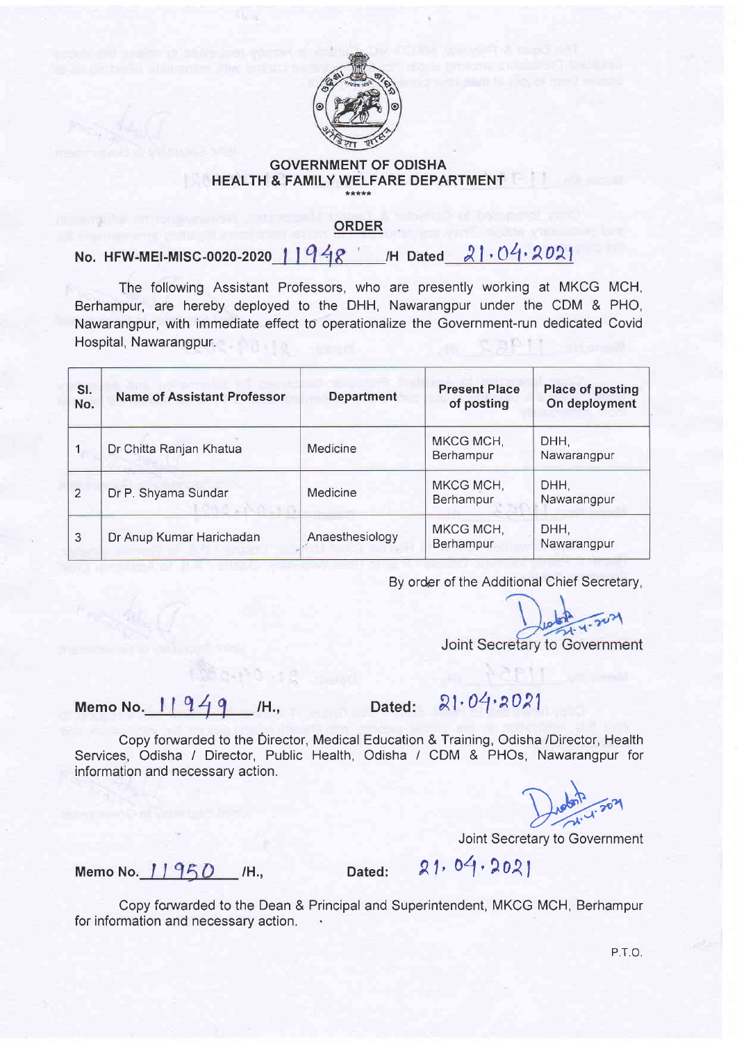**GOVERNMENT OF ODISHA**
**HEALTH & FAMILY WELFARE DEPARTMENT**

\*\*\*\*\*

## ORDER

**No. HFW-MEI-MISC-0020-2020 11948 /H Dated 21.04.2021**

The following Assistant Professors, who are presently working at MKCG MCH, Berhampur, are hereby deployed to the DHH, Nawarangpur under the CDM & PHO, Nawarangpur, with immediate effect to operationalize the Government-run dedicated Covid Hospital, Nawarangpur.

| Sl. No. | Name of Assistant Professor | Department | Present Place of posting | Place of posting On deployment |
|---|---|---|---|---|
| 1 | Dr Chitta Ranjan Khatua | Medicine | MKCG MCH, Berhampur | DHH, Nawarangpur |
| 2 | Dr P. Shyama Sundar | Medicine | MKCG MCH, Berhampur | DHH, Nawarangpur |
| 3 | Dr Anup Kumar Harichadan | Anaesthesiology | MKCG MCH, Berhampur | DHH, Nawarangpur |

By order of the Additional Chief Secretary,

21.4.2021

Joint Secretary to Government

**Memo No. 11949 /H., Dated: 21.04.2021**

Copy forwarded to the Director, Medical Education & Training, Odisha /Director, Health Services, Odisha / Director, Public Health, Odisha / CDM & PHOs, Nawarangpur for information and necessary action.

21.4.2021

Joint Secretary to Government

**Memo No. 11950 /H., Dated: 21.04.2021**

Copy forwarded to the Dean & Principal and Superintendent, MKCG MCH, Berhampur for information and necessary action.

P.T.O.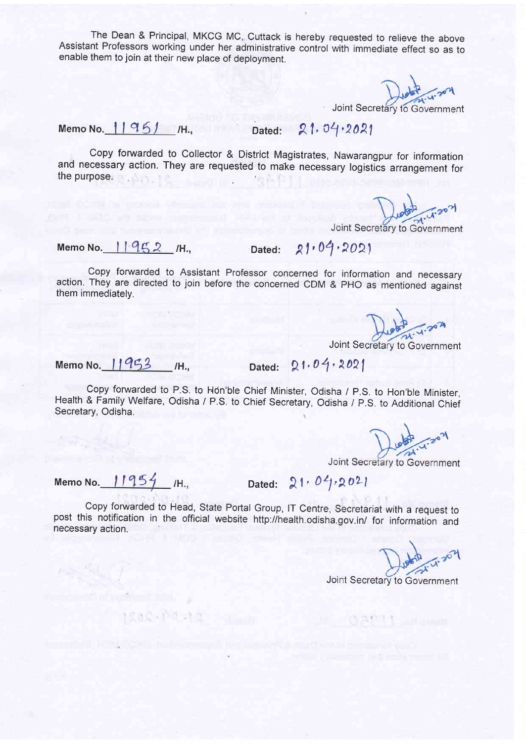The Dean & Principal, MKCG MC, Cuttack is hereby requested to relieve the above Assistant Professors working under her administrative control with immediate effect so as to enable them to join at their new place of deployment.

Joint Secretary to Government

Memo No. 11951 /H., Dated: 21.04.2021

Copy forwarded to Collector & District Magistrates, Nawarangpur for information and necessary action. They are requested to make necessary logistics arrangement for the purpose.

Joint Secretary to Government

Memo No. 11952 /H., Dated: 21.04.2021

Copy forwarded to Assistant Professor concerned for information and necessary action. They are directed to join before the concerned CDM & PHO as mentioned against them immediately.

Joint Secretary to Government

Memo No. 11953 /H., Dated: 21.04.2021

Copy forwarded to P.S. to Hon'ble Chief Minister, Odisha / P.S. to Hon'ble Minister, Health & Family Welfare, Odisha / P.S. to Chief Secretary, Odisha / P.S. to Additional Chief Secretary, Odisha.

Joint Secretary to Government

Memo No. 11954 /H., Dated: 21.04.2021

Copy forwarded to Head, State Portal Group, IT Centre, Secretariat with a request to post this notification in the official website http://health.odisha.gov.in/ for information and necessary action.

Joint Secretary to Government